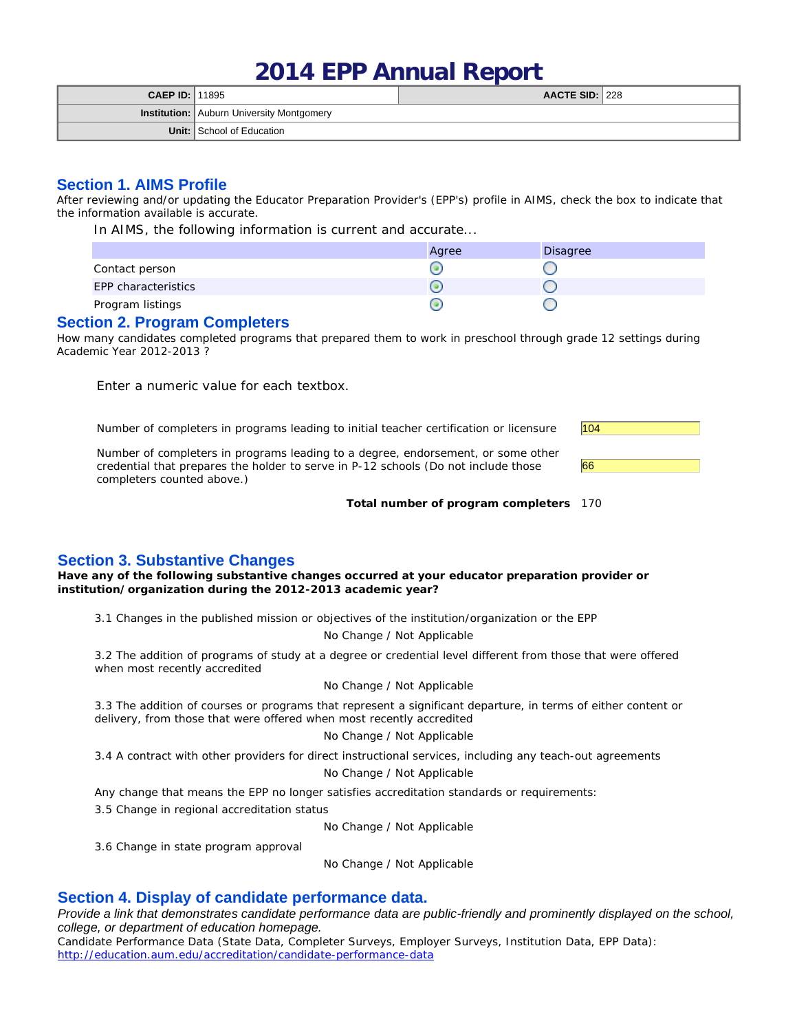# 2014 EPP Annual Report

| CAEP ID: | 11895 | AACTE SID: | 228 |
|---|---|---|---|
| Institution: | Auburn University Montgomery | | |
| Unit: | School of Education | | |

## Section 1. AIMS Profile

After reviewing and/or updating the Educator Preparation Provider's (EPP's) profile in AIMS, check the box to indicate that the information available is accurate.

In AIMS, the following information is current and accurate...

| | Agree | Disagree |
|---|---|---|
| Contact person | ● | ○ |
| EPP characteristics | ● | ○ |
| Program listings | ● | ○ |

## Section 2. Program Completers

How many candidates completed programs that prepared them to work in preschool through grade 12 settings during Academic Year 2012-2013 ?

Enter a numeric value for each textbox.

| | |
|---|---|
| Number of completers in programs leading to initial teacher certification or licensure | 104 |
| Number of completers in programs leading to a degree, endorsement, or some other credential that prepares the holder to serve in P-12 schools (Do not include those completers counted above.) | 66 |
| **Total number of program completers** | 170 |

## Section 3. Substantive Changes

**Have any of the following substantive changes occurred at your educator preparation provider or institution/organization during the 2012-2013 academic year?**

3.1 Changes in the published mission or objectives of the institution/organization or the EPP

No Change / Not Applicable

3.2 The addition of programs of study at a degree or credential level different from those that were offered when most recently accredited

No Change / Not Applicable

3.3 The addition of courses or programs that represent a significant departure, in terms of either content or delivery, from those that were offered when most recently accredited

No Change / Not Applicable

3.4 A contract with other providers for direct instructional services, including any teach-out agreements

No Change / Not Applicable

Any change that means the EPP no longer satisfies accreditation standards or requirements:

3.5 Change in regional accreditation status

No Change / Not Applicable

3.6 Change in state program approval

No Change / Not Applicable

## Section 4. Display of candidate performance data.

*Provide a link that demonstrates candidate performance data are public-friendly and prominently displayed on the school, college, or department of education homepage.*

Candidate Performance Data (State Data, Completer Surveys, Employer Surveys, Institution Data, EPP Data):
http://education.aum.edu/accreditation/candidate-performance-data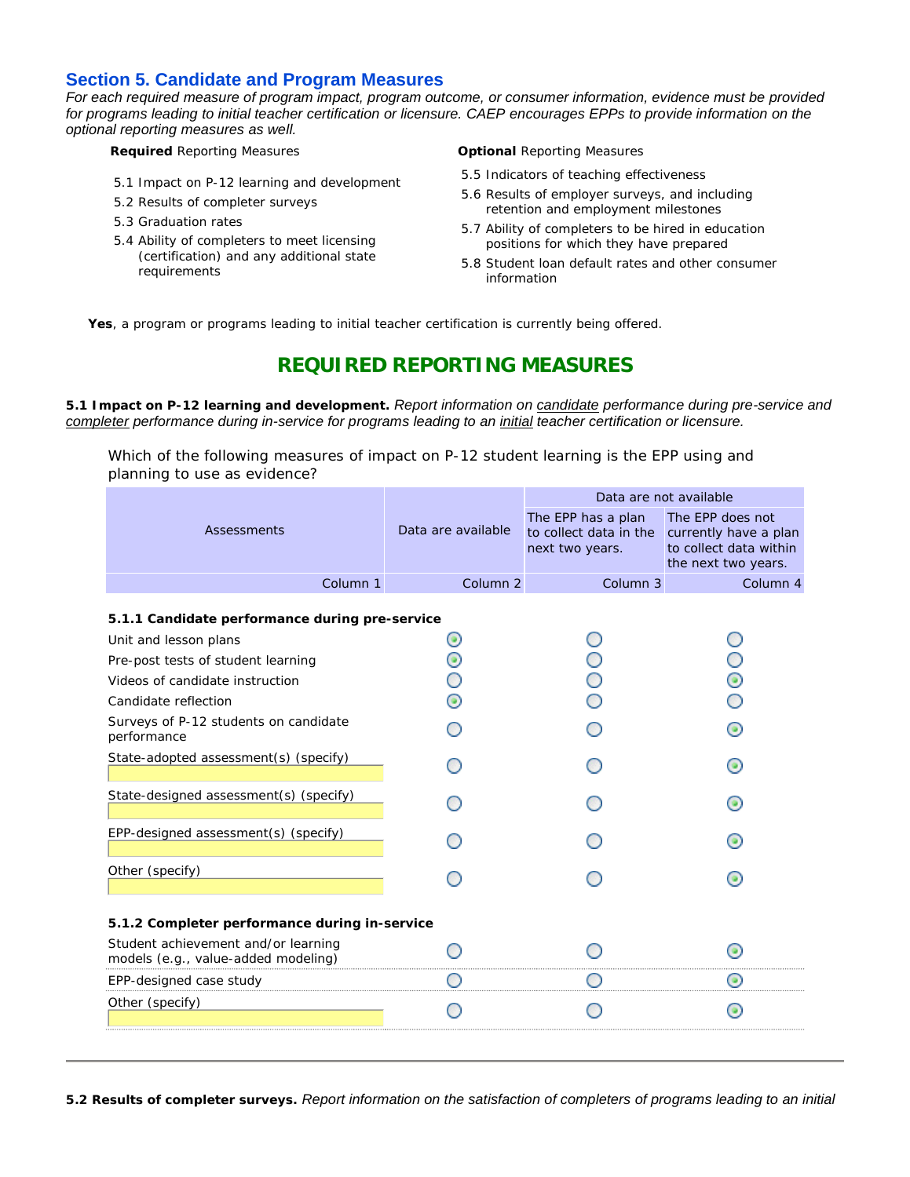## Section 5. Candidate and Program Measures

*For each required measure of program impact, program outcome, or consumer information, evidence must be provided for programs leading to initial teacher certification or licensure. CAEP encourages EPPs to provide information on the optional reporting measures as well.*

**Required** Reporting Measures

- 5.1 Impact on P-12 learning and development
- 5.2 Results of completer surveys
- 5.3 Graduation rates
- 5.4 Ability of completers to meet licensing (certification) and any additional state requirements

**Optional** Reporting Measures

- 5.5 Indicators of teaching effectiveness
- 5.6 Results of employer surveys, and including retention and employment milestones
- 5.7 Ability of completers to be hired in education positions for which they have prepared
- 5.8 Student loan default rates and other consumer information

**Yes**, a program or programs leading to initial teacher certification is currently being offered.

## REQUIRED REPORTING MEASURES

**5.1 Impact on P-12 learning and development.** *Report information on candidate performance during pre-service and completer performance during in-service for programs leading to an initial teacher certification or licensure.*

Which of the following measures of impact on P-12 student learning is the EPP using and planning to use as evidence?

| Assessments | Data are available | Data are not available | |
|---|---|---|---|
| | | The EPP has a plan to collect data in the next two years. | The EPP does not currently have a plan to collect data within the next two years. |
| Column 1 | Column 2 | Column 3 | Column 4 |
| **5.1.1 Candidate performance during pre-service** | | | |
| Unit and lesson plans | ◉ | ○ | ○ |
| Pre-post tests of student learning | ◉ | ○ | ○ |
| Videos of candidate instruction | ○ | ○ | ◉ |
| Candidate reflection | ◉ | ○ | ○ |
| Surveys of P-12 students on candidate performance | ○ | ○ | ◉ |
| State-adopted assessment(s) (specify) | ○ | ○ | ◉ |
| State-designed assessment(s) (specify) | ○ | ○ | ◉ |
| EPP-designed assessment(s) (specify) | ○ | ○ | ◉ |
| Other (specify) | ○ | ○ | ◉ |
| **5.1.2 Completer performance during in-service** | | | |
| Student achievement and/or learning models (e.g., value-added modeling) | ○ | ○ | ◉ |
| EPP-designed case study | ○ | ○ | ◉ |
| Other (specify) | ○ | ○ | ◉ |

**5.2 Results of completer surveys.** *Report information on the satisfaction of completers of programs leading to an initial*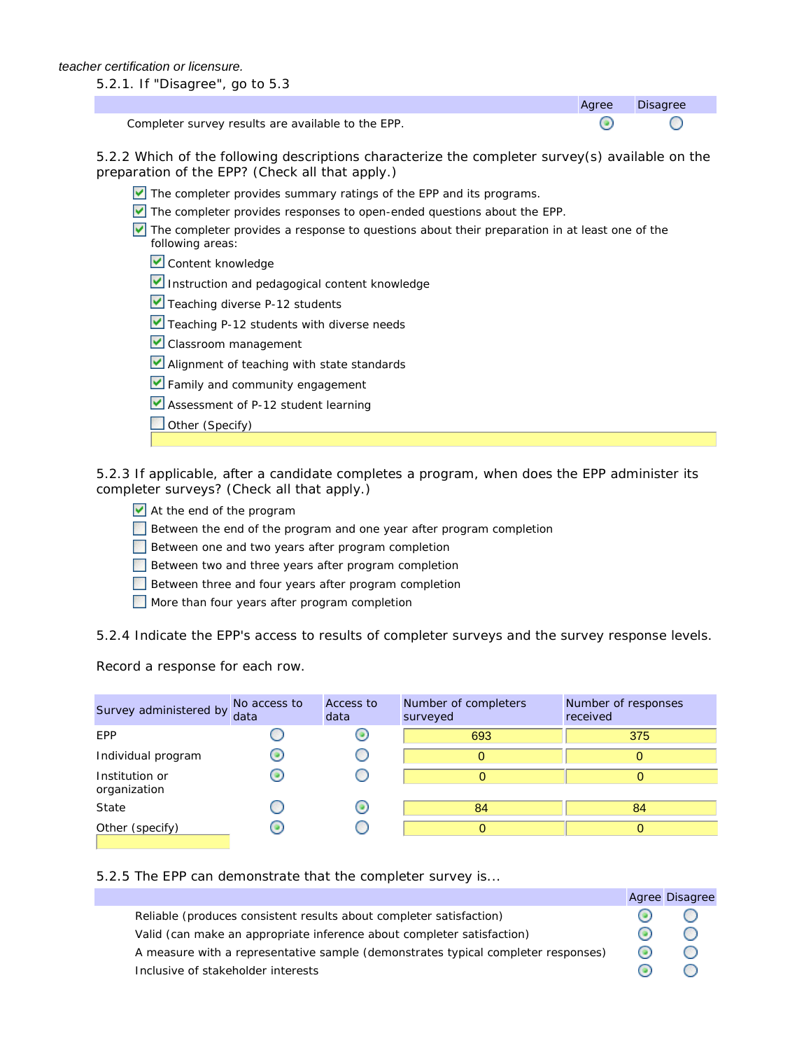*teacher certification or licensure.*

5.2.1. If "Disagree", go to 5.3

| | Agree | Disagree |
|---|---|---|
| Completer survey results are available to the EPP. | ◉ | ○ |

5.2.2 Which of the following descriptions characterize the completer survey(s) available on the preparation of the EPP? (Check all that apply.)

- [x] The completer provides summary ratings of the EPP and its programs.
- [x] The completer provides responses to open-ended questions about the EPP.
- [x] The completer provides a response to questions about their preparation in at least one of the following areas:
  - [x] Content knowledge
  - [x] Instruction and pedagogical content knowledge
  - [x] Teaching diverse P-12 students
  - [x] Teaching P-12 students with diverse needs
  - [x] Classroom management
  - [x] Alignment of teaching with state standards
  - [x] Family and community engagement
  - [x] Assessment of P-12 student learning
  - [ ] Other (Specify)

5.2.3 If applicable, after a candidate completes a program, when does the EPP administer its completer surveys? (Check all that apply.)

- [x] At the end of the program
- [ ] Between the end of the program and one year after program completion
- [ ] Between one and two years after program completion
- [ ] Between two and three years after program completion
- [ ] Between three and four years after program completion
- [ ] More than four years after program completion

5.2.4 Indicate the EPP's access to results of completer surveys and the survey response levels.

Record a response for each row.

| Survey administered by | No access to data | Access to data | Number of completers surveyed | Number of responses received |
|---|---|---|---|---|
| EPP | ○ | ◉ | 693 | 375 |
| Individual program | ◉ | ○ | 0 | 0 |
| Institution or organization | ◉ | ○ | 0 | 0 |
| State | ○ | ◉ | 84 | 84 |
| Other (specify) | ◉ | ○ | 0 | 0 |

5.2.5 The EPP can demonstrate that the completer survey is...

| | Agree | Disagree |
|---|---|---|
| Reliable (produces consistent results about completer satisfaction) | ◉ | ○ |
| Valid (can make an appropriate inference about completer satisfaction) | ◉ | ○ |
| A measure with a representative sample (demonstrates typical completer responses) | ◉ | ○ |
| Inclusive of stakeholder interests | ◉ | ○ |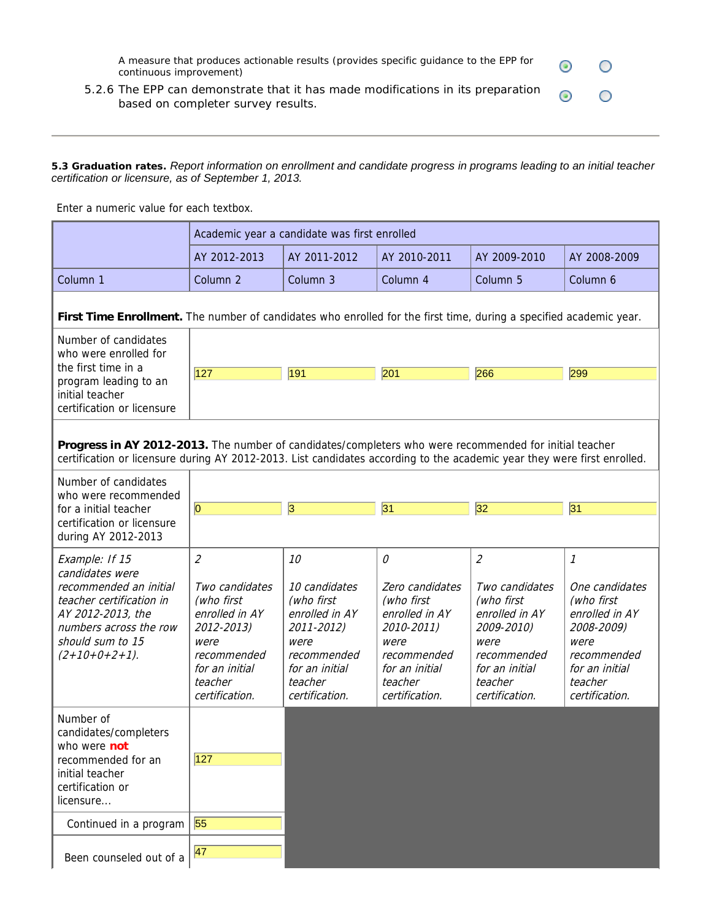A measure that produces actionable results (provides specific guidance to the EPP for continuous improvement)

5.2.6 The EPP can demonstrate that it has made modifications in its preparation based on completer survey results.

---

**5.3 Graduation rates.** *Report information on enrollment and candidate progress in programs leading to an initial teacher certification or licensure, as of September 1, 2013.*

Enter a numeric value for each textbox.

| | Academic year a candidate was first enrolled | | | | |
|---|---|---|---|---|---|
| | AY 2012-2013 | AY 2011-2012 | AY 2010-2011 | AY 2009-2010 | AY 2008-2009 |
| Column 1 | Column 2 | Column 3 | Column 4 | Column 5 | Column 6 |
| **First Time Enrollment.** The number of candidates who enrolled for the first time, during a specified academic year. | | | | | |
| Number of candidates who were enrolled for the first time in a program leading to an initial teacher certification or licensure | 127 | 191 | 201 | 266 | 299 |
| **Progress in AY 2012-2013.** The number of candidates/completers who were recommended for initial teacher certification or licensure during AY 2012-2013. List candidates according to the academic year they were first enrolled. | | | | | |
| Number of candidates who were recommended for a initial teacher certification or licensure during AY 2012-2013 | 0 | 3 | 31 | 32 | 31 |
| *Example: If 15 candidates were recommended an initial teacher certification in AY 2012-2013, the numbers across the row should sum to 15 (2+10+0+2+1).* | *2*<br><br>*Two candidates (who first enrolled in AY 2012-2013) were recommended for an initial teacher certification.* | *10*<br><br>*10 candidates (who first enrolled in AY 2011-2012) were recommended for an initial teacher certification.* | *0*<br><br>*Zero candidates (who first enrolled in AY 2010-2011) were recommended for an initial teacher certification.* | *2*<br><br>*Two candidates (who first enrolled in AY 2009-2010) were recommended for an initial teacher certification.* | *1*<br><br>*One candidates (who first enrolled in AY 2008-2009) were recommended for an initial teacher certification.* |
| Number of candidates/completers who were **not** recommended for an initial teacher certification or licensure... | 127 | | | | |
| Continued in a program | 55 | | | | |
| Been counseled out of a | 47 | | | | |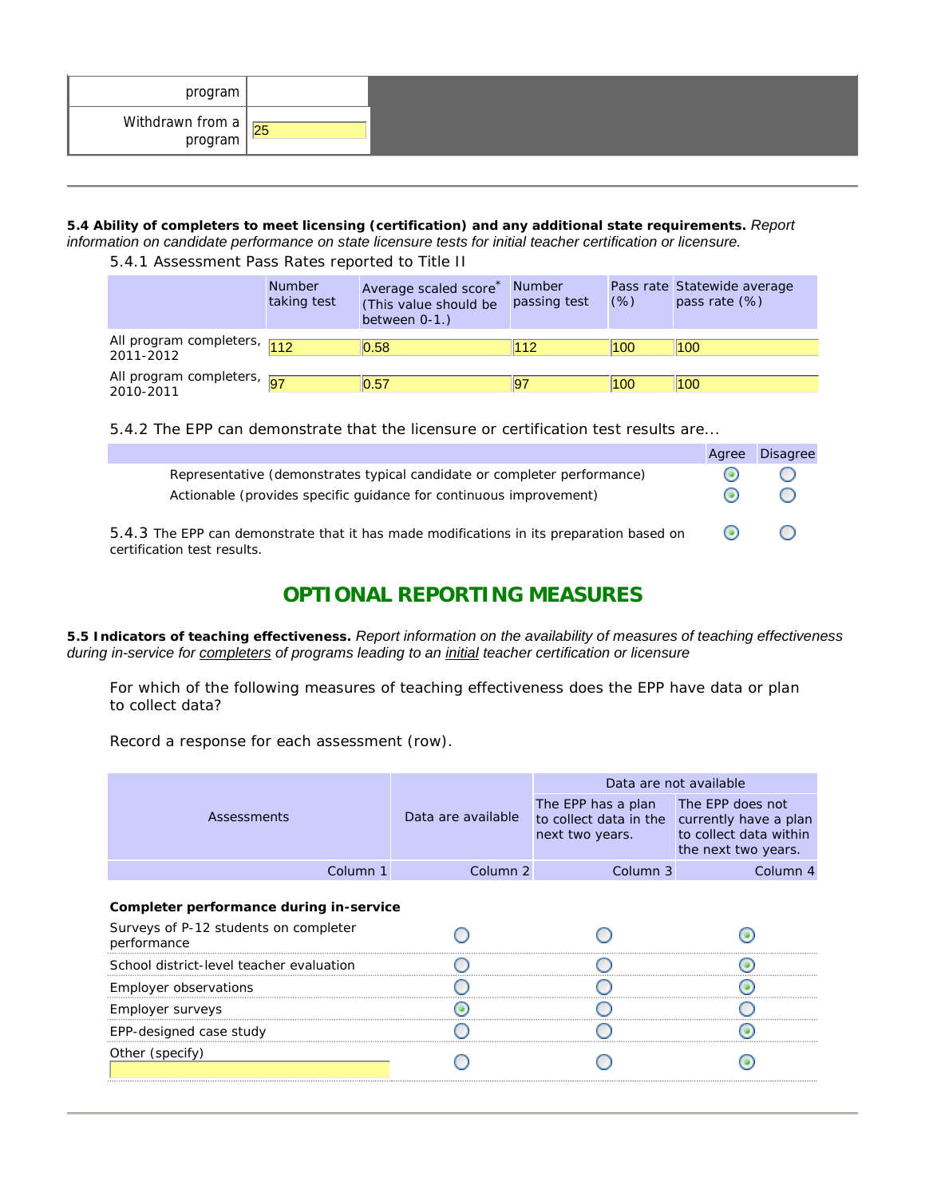| | |
|---|---|
| program | |
| Withdrawn from a program | 25 |

---

**5.4 Ability of completers to meet licensing (certification) and any additional state requirements.** *Report information on candidate performance on state licensure tests for initial teacher certification or licensure.*

5.4.1 Assessment Pass Rates reported to Title II

| | Number taking test | Average scaled score* (This value should be between 0-1.) | Number passing test | Pass rate (%) | Statewide average pass rate (%) |
|---|---|---|---|---|---|
| All program completers, 2011-2012 | 112 | 0.58 | 112 | 100 | 100 |
| All program completers, 2010-2011 | 97 | 0.57 | 97 | 100 | 100 |

5.4.2 The EPP can demonstrate that the licensure or certification test results are...

| | Agree | Disagree |
|---|---|---|
| Representative (demonstrates typical candidate or completer performance) | ◉ | ○ |
| Actionable (provides specific guidance for continuous improvement) | ◉ | ○ |
| 5.4.3 The EPP can demonstrate that it has made modifications in its preparation based on certification test results. | ◉ | ○ |

## OPTIONAL REPORTING MEASURES

**5.5 Indicators of teaching effectiveness.** *Report information on the availability of measures of teaching effectiveness during in-service for completers of programs leading to an initial teacher certification or licensure*

For which of the following measures of teaching effectiveness does the EPP have data or plan to collect data?

Record a response for each assessment (row).

| Assessments | Data are available | Data are not available | |
|---|---|---|---|
| | | The EPP has a plan to collect data in the next two years. | The EPP does not currently have a plan to collect data within the next two years. |
| Column 1 | Column 2 | Column 3 | Column 4 |
| **Completer performance during in-service** | | | |
| Surveys of P-12 students on completer performance | ○ | ○ | ◉ |
| School district-level teacher evaluation | ○ | ○ | ◉ |
| Employer observations | ○ | ○ | ◉ |
| Employer surveys | ◉ | ○ | ○ |
| EPP-designed case study | ○ | ○ | ◉ |
| Other (specify) | ○ | ○ | ◉ |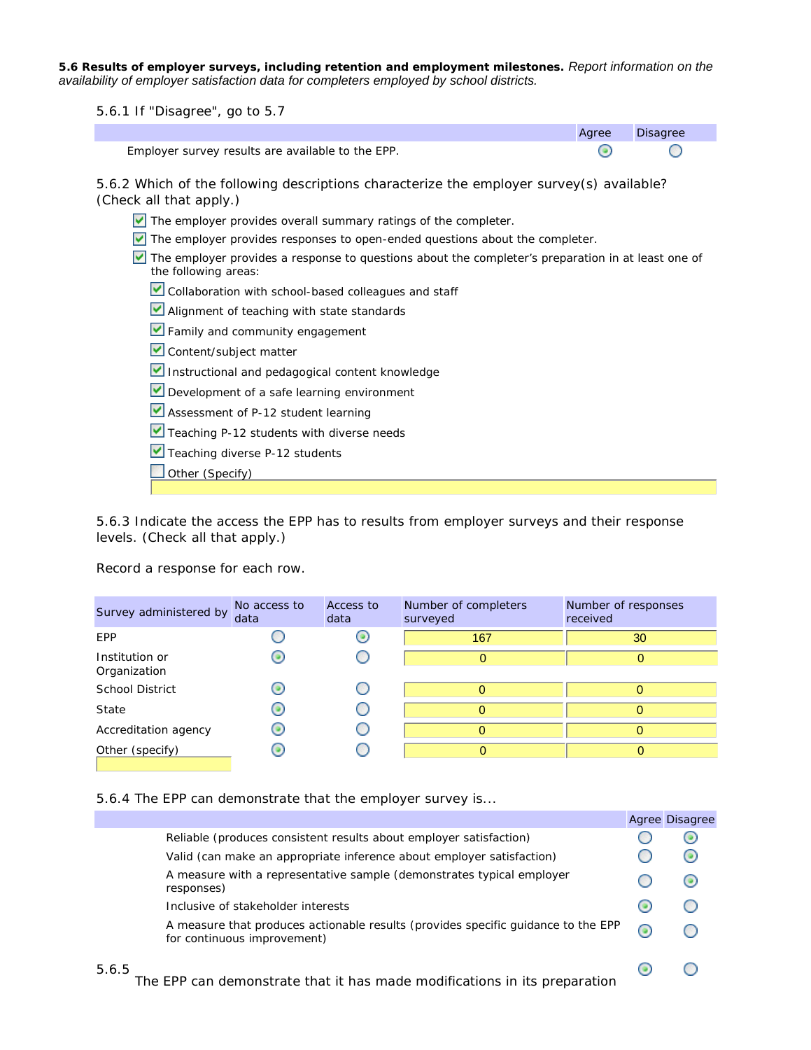**5.6 Results of employer surveys, including retention and employment milestones.** *Report information on the availability of employer satisfaction data for completers employed by school districts.*

5.6.1 If "Disagree", go to 5.7

| | Agree | Disagree |
|---|---|---|
| Employer survey results are available to the EPP. | ◉ | ○ |

5.6.2 Which of the following descriptions characterize the employer survey(s) available? (Check all that apply.)

- [x] The employer provides overall summary ratings of the completer.
- [x] The employer provides responses to open-ended questions about the completer.
- [x] The employer provides a response to questions about the completer's preparation in at least one of the following areas:
  - [x] Collaboration with school-based colleagues and staff
  - [x] Alignment of teaching with state standards
  - [x] Family and community engagement
  - [x] Content/subject matter
  - [x] Instructional and pedagogical content knowledge
  - [x] Development of a safe learning environment
  - [x] Assessment of P-12 student learning
  - [x] Teaching P-12 students with diverse needs
  - [x] Teaching diverse P-12 students
  - [ ] Other (Specify)

5.6.3 Indicate the access the EPP has to results from employer surveys and their response levels. (Check all that apply.)

Record a response for each row.

| Survey administered by | No access to data | Access to data | Number of completers surveyed | Number of responses received |
|---|---|---|---|---|
| EPP | ○ | ◉ | 167 | 30 |
| Institution or Organization | ◉ | ○ | 0 | 0 |
| School District | ◉ | ○ | 0 | 0 |
| State | ◉ | ○ | 0 | 0 |
| Accreditation agency | ◉ | ○ | 0 | 0 |
| Other (specify) | ◉ | ○ | 0 | 0 |

5.6.4 The EPP can demonstrate that the employer survey is...

| | Agree | Disagree |
|---|---|---|
| Reliable (produces consistent results about employer satisfaction) | ○ | ◉ |
| Valid (can make an appropriate inference about employer satisfaction) | ○ | ◉ |
| A measure with a representative sample (demonstrates typical employer responses) | ○ | ◉ |
| Inclusive of stakeholder interests | ◉ | ○ |
| A measure that produces actionable results (provides specific guidance to the EPP for continuous improvement) | ◉ | ○ |

5.6.5 The EPP can demonstrate that it has made modifications in its preparation ◉ Agree ○ Disagree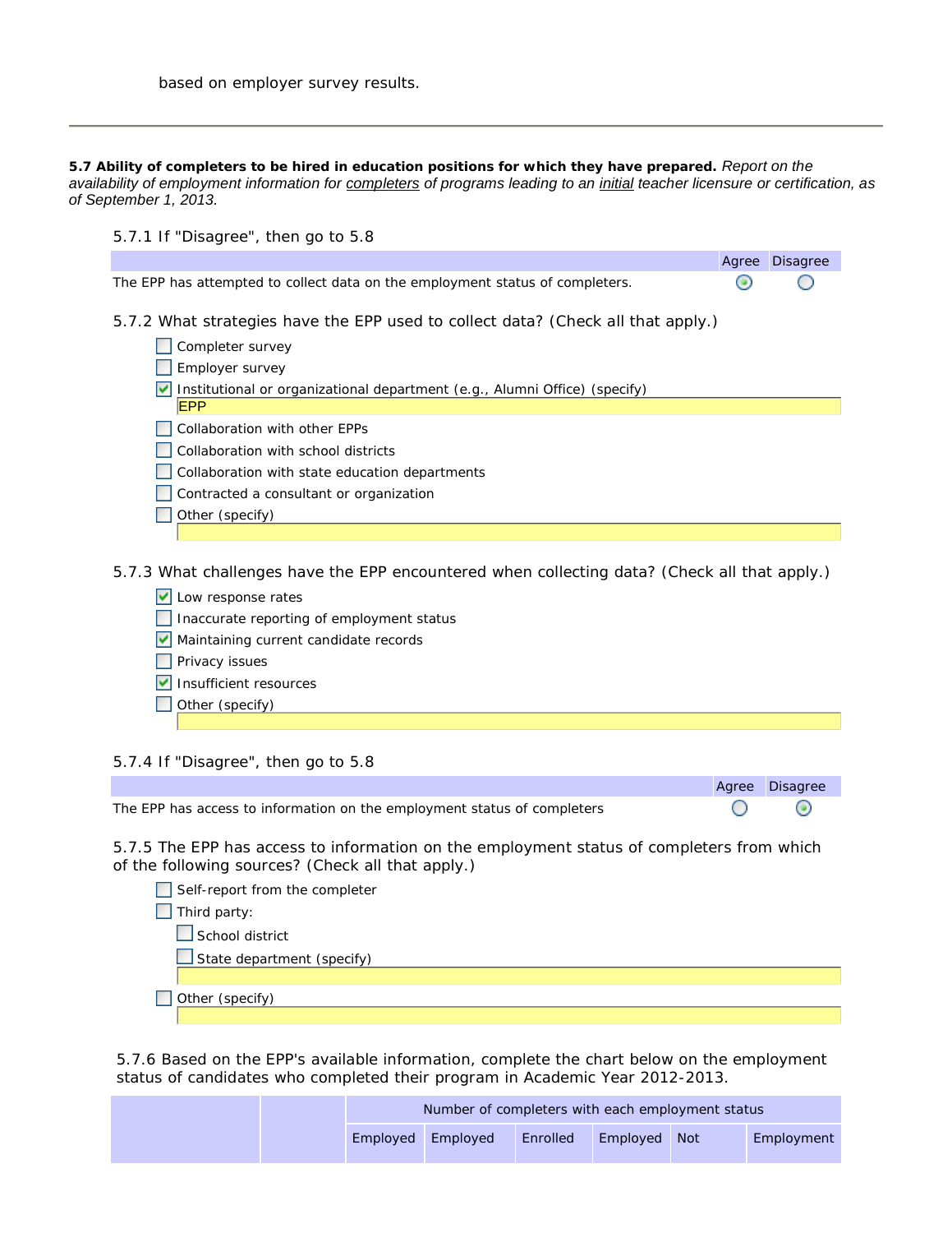based on employer survey results.

---

**5.7 Ability of completers to be hired in education positions for which they have prepared.** *Report on the availability of employment information for completers of programs leading to an initial teacher licensure or certification, as of September 1, 2013.*

5.7.1 If "Disagree", then go to 5.8

| | Agree | Disagree |
|---|---|---|
| The EPP has attempted to collect data on the employment status of completers. | ◉ | ○ |

5.7.2 What strategies have the EPP used to collect data? (Check all that apply.)

- [ ] Completer survey
- [ ] Employer survey
- [x] Institutional or organizational department (e.g., Alumni Office) (specify)
  EPP
- [ ] Collaboration with other EPPs
- [ ] Collaboration with school districts
- [ ] Collaboration with state education departments
- [ ] Contracted a consultant or organization
- [ ] Other (specify)

5.7.3 What challenges have the EPP encountered when collecting data? (Check all that apply.)

- [x] Low response rates
- [ ] Inaccurate reporting of employment status
- [x] Maintaining current candidate records
- [ ] Privacy issues
- [x] Insufficient resources
- [ ] Other (specify)

5.7.4 If "Disagree", then go to 5.8

| | Agree | Disagree |
|---|---|---|
| The EPP has access to information on the employment status of completers | ○ | ◉ |

5.7.5 The EPP has access to information on the employment status of completers from which of the following sources? (Check all that apply.)

- [ ] Self-report from the completer
- [ ] Third party:
  - [ ] School district
  - [ ] State department (specify)
- [ ] Other (specify)

5.7.6 Based on the EPP's available information, complete the chart below on the employment status of candidates who completed their program in Academic Year 2012-2013.

| | | Number of completers with each employment status | | | | | |
|---|---|---|---|---|---|---|---|
| | | Employed | Employed | Enrolled | Employed | Not | Employment |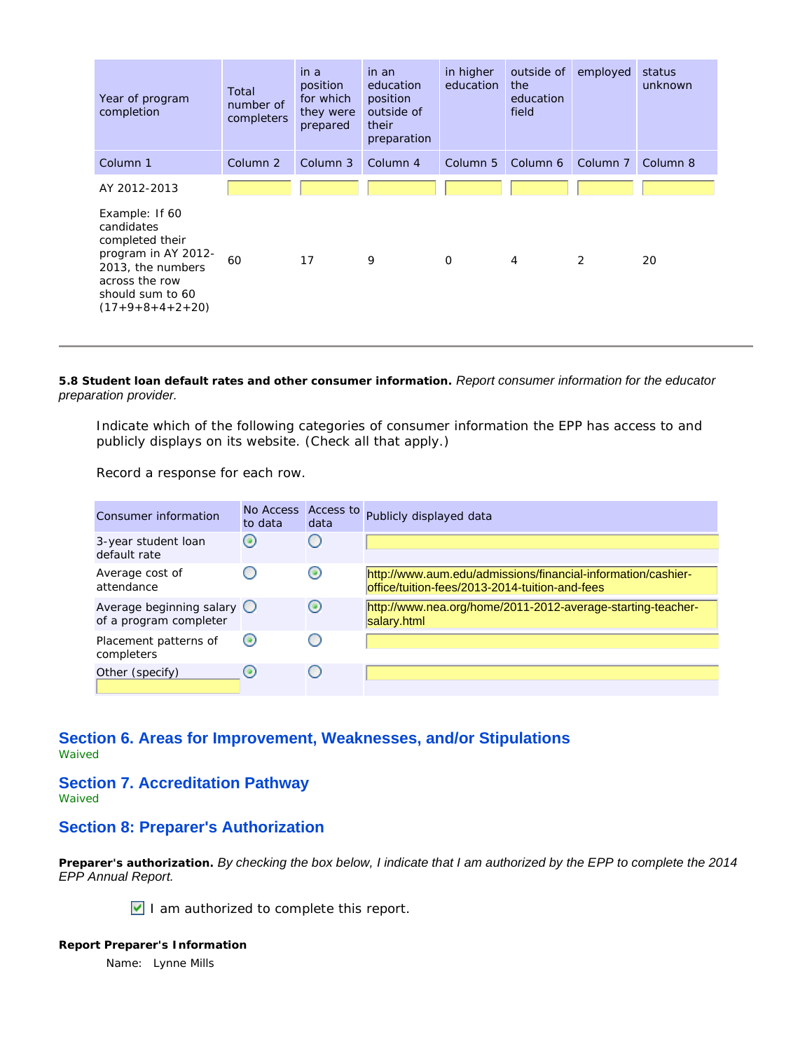| Year of program completion | Total number of completers | in a position for which they were prepared | in an education position outside of their preparation | in higher education | outside of the education field | employed | status unknown |
|---|---|---|---|---|---|---|---|
| Column 1 | Column 2 | Column 3 | Column 4 | Column 5 | Column 6 | Column 7 | Column 8 |
| AY 2012-2013 | | | | | | | |
| Example: If 60 candidates completed their program in AY 2012-2013, the numbers across the row should sum to 60 (17+9+8+4+2+20) | 60 | 17 | 9 | 0 | 4 | 2 | 20 |

---

**5.8 Student loan default rates and other consumer information.** *Report consumer information for the educator preparation provider.*

Indicate which of the following categories of consumer information the EPP has access to and publicly displays on its website. (Check all that apply.)

Record a response for each row.

| Consumer information | No Access to data | Access to data | Publicly displayed data |
|---|---|---|---|
| 3-year student loan default rate | ● | ○ | |
| Average cost of attendance | ○ | ● | http://www.aum.edu/admissions/financial-information/cashier-office/tuition-fees/2013-2014-tuition-and-fees |
| Average beginning salary of a program completer | ○ | ● | http://www.nea.org/home/2011-2012-average-starting-teacher-salary.html |
| Placement patterns of completers | ● | ○ | |
| Other (specify) | ● | ○ | |

## Section 6. Areas for Improvement, Weaknesses, and/or Stipulations

Waived

## Section 7. Accreditation Pathway

Waived

## Section 8: Preparer's Authorization

**Preparer's authorization.** *By checking the box below, I indicate that I am authorized by the EPP to complete the 2014 EPP Annual Report.*

☑ I am authorized to complete this report.

**Report Preparer's Information**

Name: Lynne Mills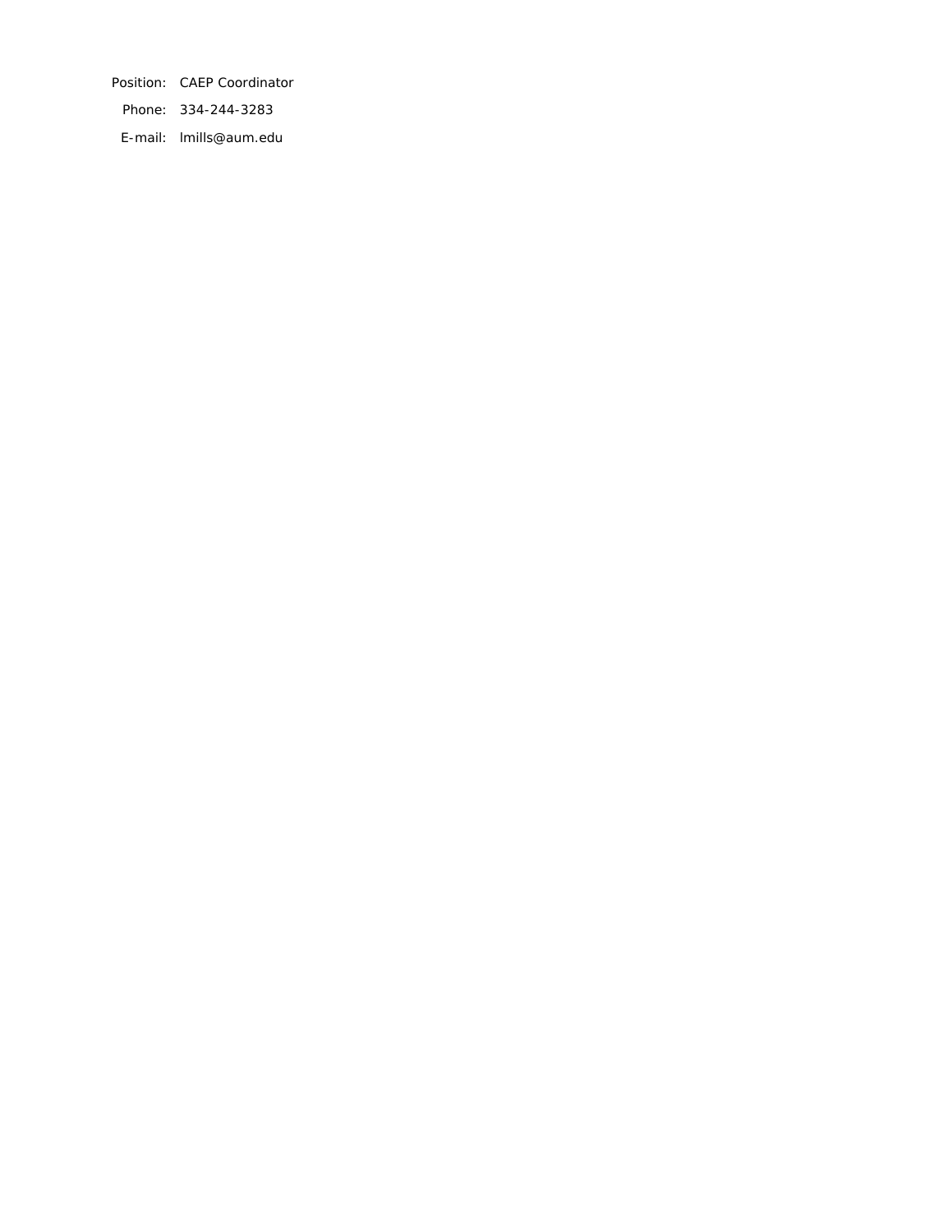| | |
|---|---|
| Position: | CAEP Coordinator |
| Phone: | 334-244-3283 |
| E-mail: | lmills@aum.edu |